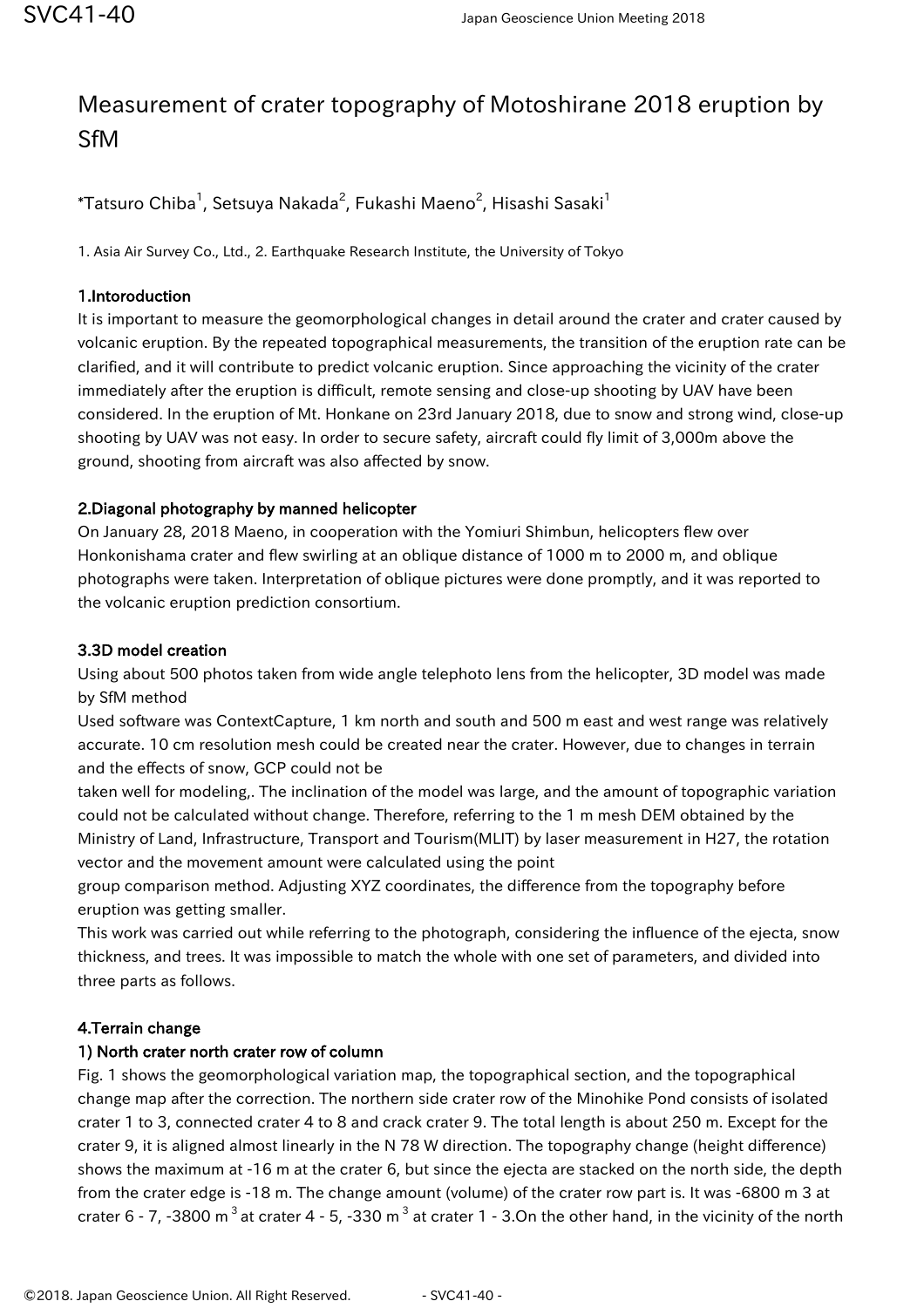# Measurement of crater topography of Motoshirane 2018 eruption by SfM

*Tatsuro Chiba[1], Setsuya Nakada[2], Fukashi Maeno[2], Hisashi Sasaki[1]

1. Asia Air Survey Co., Ltd., 2. Earthquake Research Institute, the University of Tokyo

## 1.Intoroduction

It is important to measure the geomorphological changes in detail around the crater and crater caused by volcanic eruption. By the repeated topographical measurements, the transition of the eruption rate can be clarified, and it will contribute to predict volcanic eruption. Since approaching the vicinity of the crater immediately after the eruption is difficult, remote sensing and close-up shooting by UAV have been considered. In the eruption of Mt. Honkane on 23rd January 2018, due to snow and strong wind, close-up shooting by UAV was not easy. In order to secure safety, aircraft could fly limit of 3,000m above the ground, shooting from aircraft was also affected by snow.

## 2.Diagonal photography by manned helicopter

On January 28, 2018 Maeno, in cooperation with the Yomiuri Shimbun, helicopters flew over Honkonishama crater and flew swirling at an oblique distance of 1000 m to 2000 m, and oblique photographs were taken. Interpretation of oblique pictures were done promptly, and it was reported to the volcanic eruption prediction consortium.

## 3.3D model creation

Using about 500 photos taken from wide angle telephoto lens from the helicopter, 3D model was made by SfM method

Used software was ContextCapture, 1 km north and south and 500 m east and west range was relatively accurate. 10 cm resolution mesh could be created near the crater. However, due to changes in terrain and the effects of snow, GCP could not be taken well for modeling,. The inclination of the model was large, and the amount of topographic variation could not be calculated without change. Therefore, referring to the 1 m mesh DEM obtained by the Ministry of Land, Infrastructure, Transport and Tourism(MLIT) by laser measurement in H27, the rotation vector and the movement amount were calculated using the point group comparison method. Adjusting XYZ coordinates, the difference from the topography before eruption was getting smaller.

This work was carried out while referring to the photograph, considering the influence of the ejecta, snow thickness, and trees. It was impossible to match the whole with one set of parameters, and divided into three parts as follows.

## 4.Terrain change

### 1) North crater north crater row of column

Fig. 1 shows the geomorphological variation map, the topographical section, and the topographical change map after the correction. The northern side crater row of the Minohike Pond consists of isolated crater 1 to 3, connected crater 4 to 8 and crack crater 9. The total length is about 250 m. Except for the crater 9, it is aligned almost linearly in the N 78 W direction. The topography change (height difference) shows the maximum at -16 m at the crater 6, but since the ejecta are stacked on the north side, the depth from the crater edge is -18 m. The change amount (volume) of the crater row part is. It was -6800 m $^3$ at crater 6 - 7, -3800 m $^3$ at crater 4 - 5, -330 m $^3$ at crater 1 - 3.On the other hand, in the vicinity of the north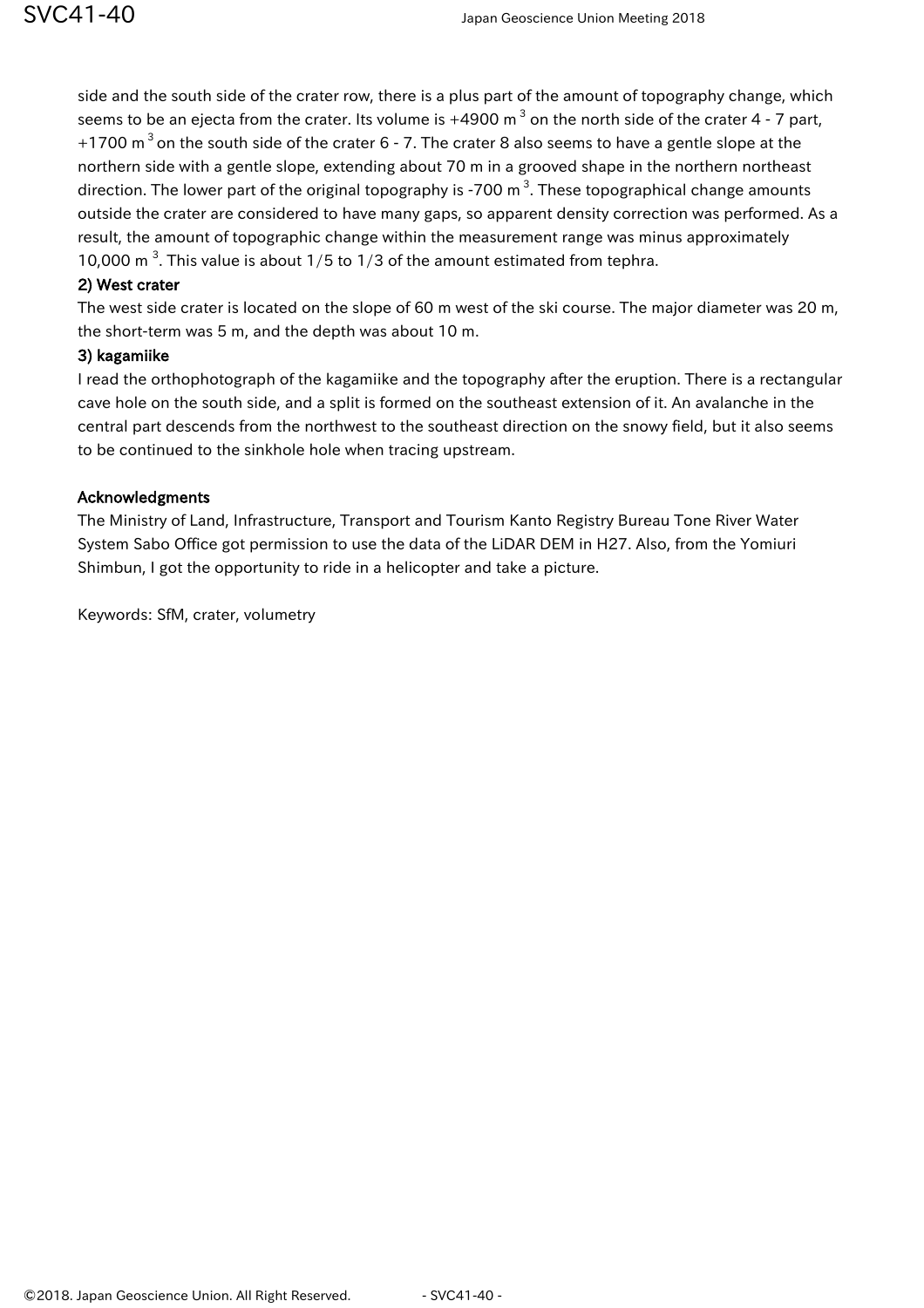side and the south side of the crater row, there is a plus part of the amount of topography change, which seems to be an ejecta from the crater. Its volume is +4900 m $^3$ on the north side of the crater 4 - 7 part, +1700 m $^3$ on the south side of the crater 6 - 7. The crater 8 also seems to have a gentle slope at the northern side with a gentle slope, extending about 70 m in a grooved shape in the northern northeast direction. The lower part of the original topography is -700 m $^3$. These topographical change amounts outside the crater are considered to have many gaps, so apparent density correction was performed. As a result, the amount of topographic change within the measurement range was minus approximately 10,000 m $^3$. This value is about 1/5 to 1/3 of the amount estimated from tephra.

**2) West crater**

The west side crater is located on the slope of 60 m west of the ski course. The major diameter was 20 m, the short-term was 5 m, and the depth was about 10 m.

**3) kagamiike**

I read the orthophotograph of the kagamiike and the topography after the eruption. There is a rectangular cave hole on the south side, and a split is formed on the southeast extension of it. An avalanche in the central part descends from the northwest to the southeast direction on the snowy field, but it also seems to be continued to the sinkhole hole when tracing upstream.

**Acknowledgments**

The Ministry of Land, Infrastructure, Transport and Tourism Kanto Registry Bureau Tone River Water System Sabo Office got permission to use the data of the LiDAR DEM in H27. Also, from the Yomiuri Shimbun, I got the opportunity to ride in a helicopter and take a picture.

Keywords: SfM, crater, volumetry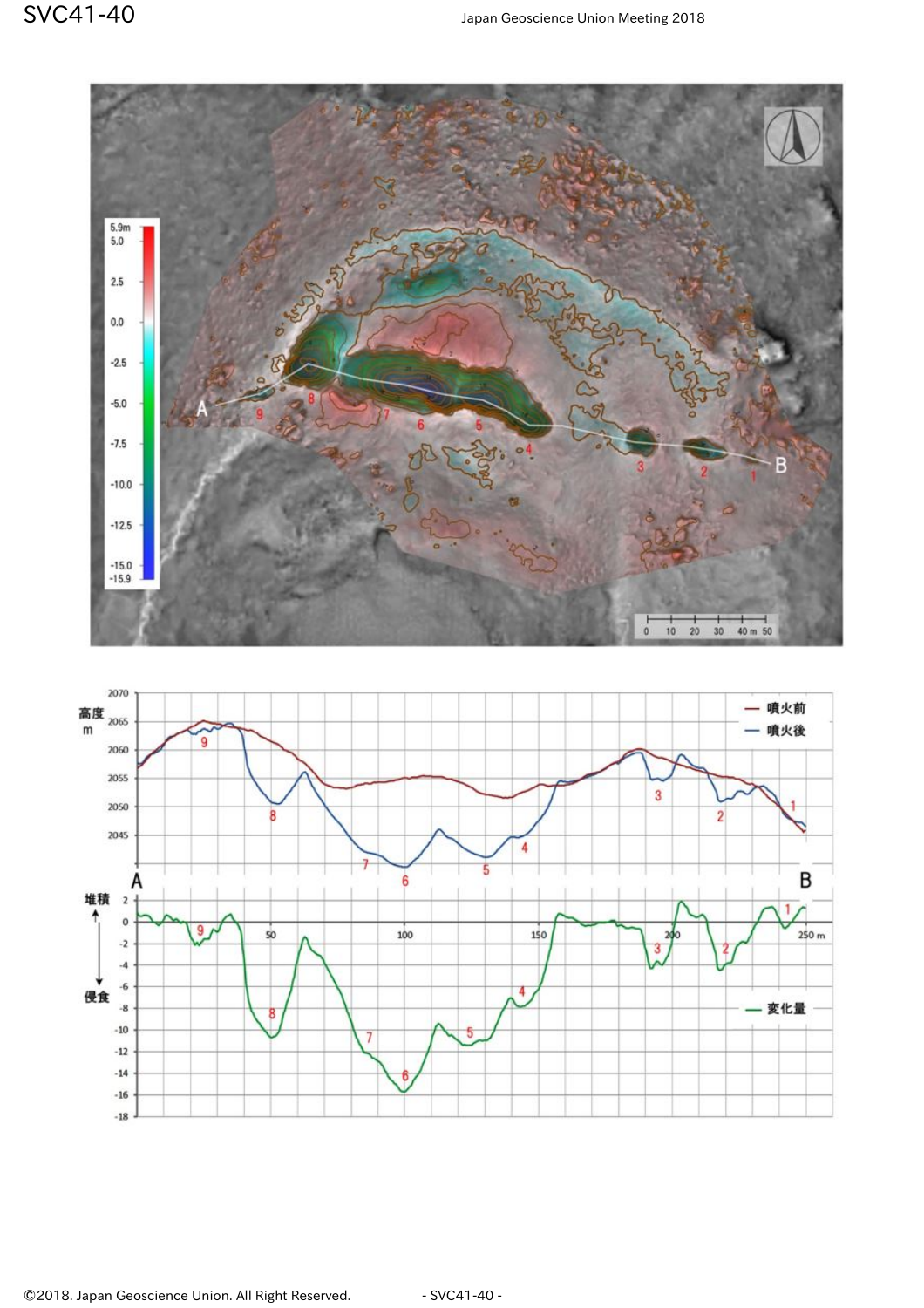5.9m
5.0
2.5
0.0
-2.5
-5.0
-7.5
-10.0
-12.5
-15.0
-15.9

A
9
8
7
6
5
4
3
2
1
B

0 10 20 30 40 m 50

高度
m

2070
2065
2060
2055
2050
2045

噴火前
噴火後

堆積

侵食

2
0
-2
-4
-6
-8
-10
-12
-14
-16
-18

50
100
150
200
250 m

変化量